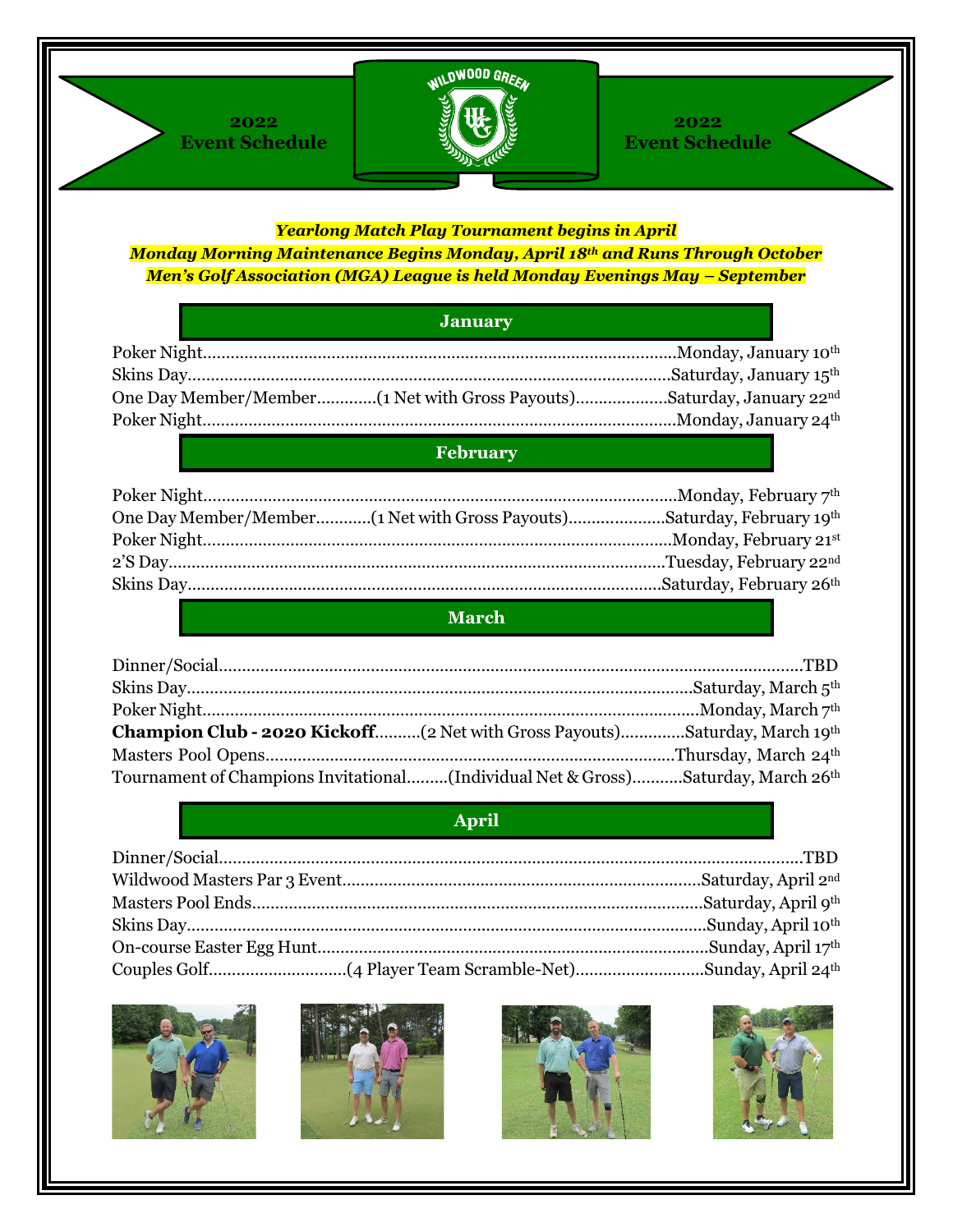# 2022 Event Schedule

WILDWOOD GREEN

***Yearlong Match Play Tournament begins in April***

***Monday Morning Maintenance Begins Monday, April 18th and Runs Through October***

***Men's Golf Association (MGA) League is held Monday Evenings May – September***

## January

Poker Night……………………………………………………………Monday, January 10th

Skins Day……………………………………………………………Saturday, January 15th

One Day Member/Member…………(1 Net with Gross Payouts)………………Saturday, January 22nd

Poker Night……………………………………………………………Monday, January 24th

## February

Poker Night……………………………………………………………Monday, February 7th

One Day Member/Member…………(1 Net with Gross Payouts)………………Saturday, February 19th

Poker Night……………………………………………………………Monday, February 21st

2'S Day……………………………………………………………Tuesday, February 22nd

Skins Day……………………………………………………………Saturday, February 26th

## March

Dinner/Social……………………………………………………………TBD

Skins Day……………………………………………………………Saturday, March 5th

Poker Night……………………………………………………………Monday, March 7th

**Champion Club - 2020 Kickoff**……….(2 Net with Gross Payouts)…………Saturday, March 19th

Masters Pool Opens……………………………………………………………Thursday, March 24th

Tournament of Champions Invitational………(Individual Net & Gross)………Saturday, March 26th

## April

Dinner/Social……………………………………………………………TBD

Wildwood Masters Par 3 Event……………………………………………………………Saturday, April 2nd

Masters Pool Ends……………………………………………………………Saturday, April 9th

Skins Day……………………………………………………………Sunday, April 10th

On-course Easter Egg Hunt……………………………………………………………Sunday, April 17th

Couples Golf…………………………(4 Player Team Scramble-Net)………………………Sunday, April 24th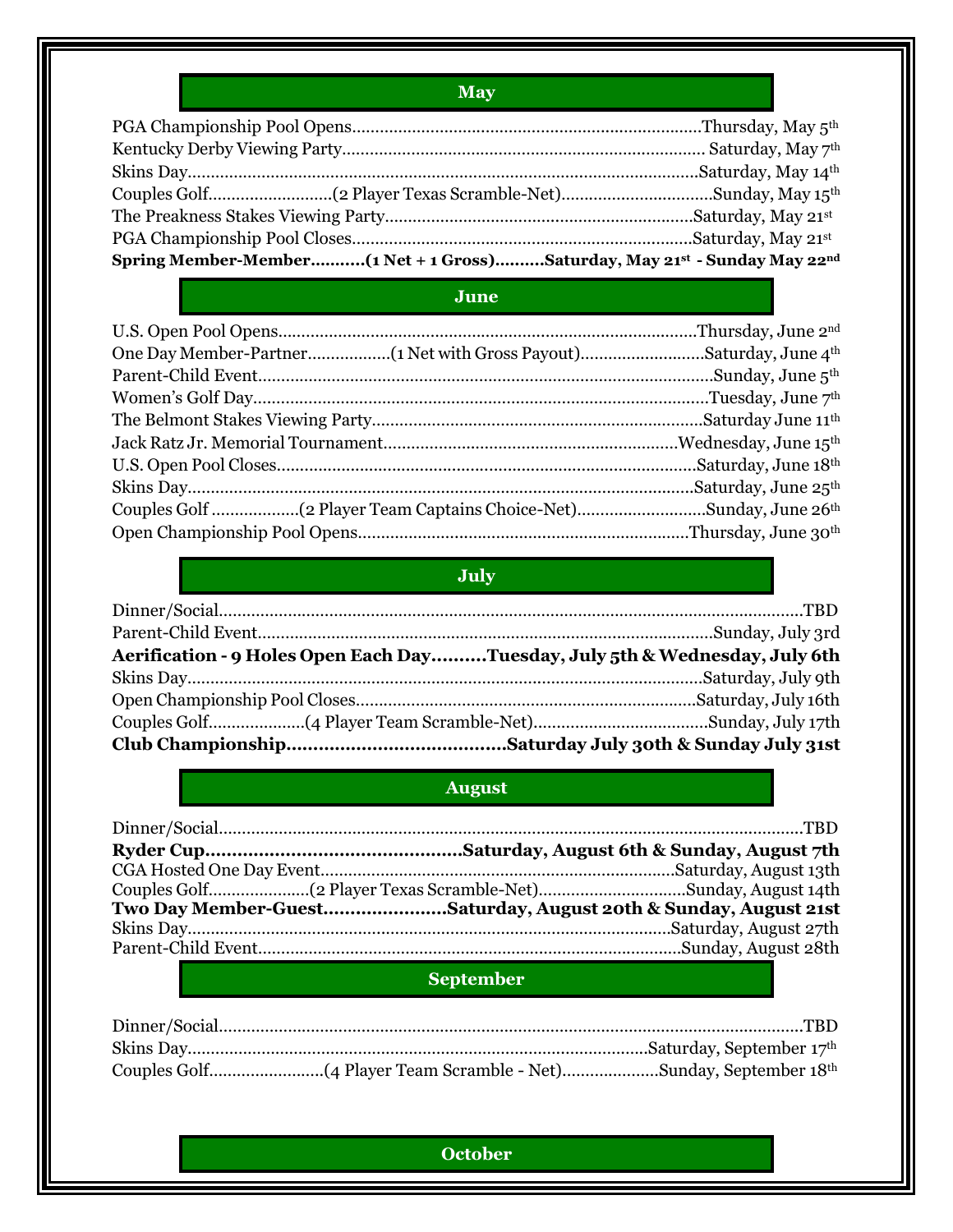## May

PGA Championship Pool Opens..........Thursday, May 5th
Kentucky Derby Viewing Party..........Saturday, May 7th
Skins Day..........Saturday, May 14th
Couples Golf..........(2 Player Texas Scramble-Net)..........Sunday, May 15th
The Preakness Stakes Viewing Party..........Saturday, May 21st
PGA Championship Pool Closes..........Saturday, May 21st
**Spring Member-Member..........(1 Net + 1 Gross)..........Saturday, May 21st - Sunday May 22nd**

## June

U.S. Open Pool Opens..........Thursday, June 2nd
One Day Member-Partner..........(1 Net with Gross Payout)..........Saturday, June 4th
Parent-Child Event..........Sunday, June 5th
Women's Golf Day..........Tuesday, June 7th
The Belmont Stakes Viewing Party..........Saturday June 11th
Jack Ratz Jr. Memorial Tournament..........Wednesday, June 15th
U.S. Open Pool Closes..........Saturday, June 18th
Skins Day..........Saturday, June 25th
Couples Golf ..........(2 Player Team Captains Choice-Net)..........Sunday, June 26th
Open Championship Pool Opens..........Thursday, June 30th

## July

Dinner/Social..........TBD
Parent-Child Event..........Sunday, July 3rd
**Aerification - 9 Holes Open Each Day..........Tuesday, July 5th & Wednesday, July 6th**
Skins Day..........Saturday, July 9th
Open Championship Pool Closes..........Saturday, July 16th
Couples Golf..........(4 Player Team Scramble-Net)..........Sunday, July 17th
**Club Championship..........Saturday July 30th & Sunday July 31st**

## August

Dinner/Social..........TBD
**Ryder Cup..........Saturday, August 6th & Sunday, August 7th**
CGA Hosted One Day Event..........Saturday, August 13th
Couples Golf..........(2 Player Texas Scramble-Net)..........Sunday, August 14th
**Two Day Member-Guest..........Saturday, August 20th & Sunday, August 21st**
Skins Day..........Saturday, August 27th
Parent-Child Event..........Sunday, August 28th

## September

Dinner/Social..........TBD
Skins Day..........Saturday, September 17th
Couples Golf..........(4 Player Team Scramble - Net)..........Sunday, September 18th

## October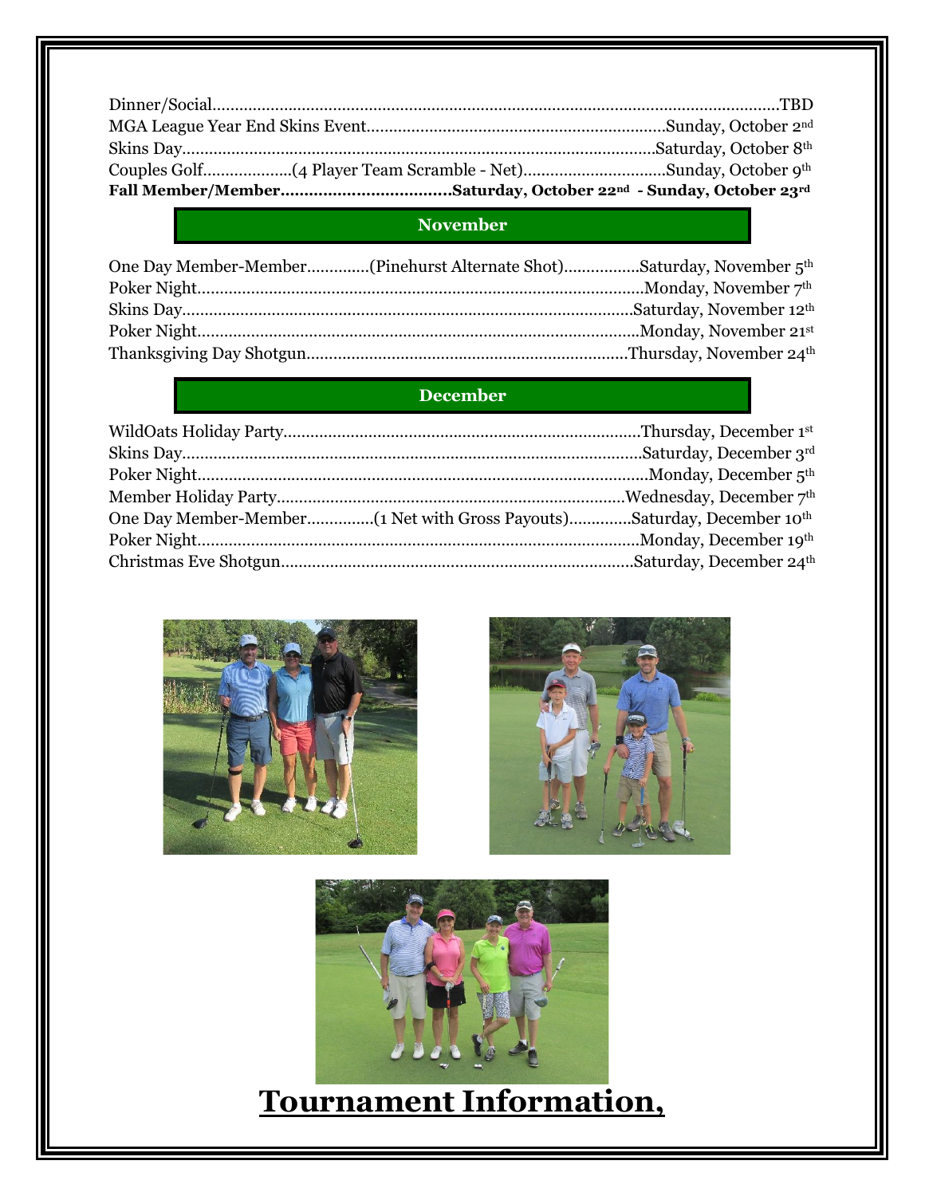Dinner/Social…………………………………………………………………………………………………………TBD
MGA League Year End Skins Event…………………………………………………………Sunday, October 2nd
Skins Day………………………………………………………………………………………Saturday, October 8th
Couples Golf………………..(4 Player Team Scramble - Net)…………………………Sunday, October 9th
**Fall Member/Member……………………………….Saturday, October 22nd - Sunday, October 23rd**

## November

One Day Member-Member…………..(Pinehurst Alternate Shot)……………..Saturday, November 5th
Poker Night………………………………………………………………………………Monday, November 7th
Skins Day………………………………………………………………………………Saturday, November 12th
Poker Night……………………………………………………………………………Monday, November 21st
Thanksgiving Day Shotgun……………………………………………………………Thursday, November 24th

## December

WildOats Holiday Party…………………………………………………………………Thursday, December 1st
Skins Day……………………………………………………………………………………Saturday, December 3rd
Poker Night…………………………………………………………………………………Monday, December 5th
Member Holiday Party…………………………………………………………………Wednesday, December 7th
One Day Member-Member……………(1 Net with Gross Payouts)…………..Saturday, December 10th
Poker Night………………………………………………………………………………Monday, December 19th
Christmas Eve Shotgun…………………………………………………………………Saturday, December 24th

# Tournament Information,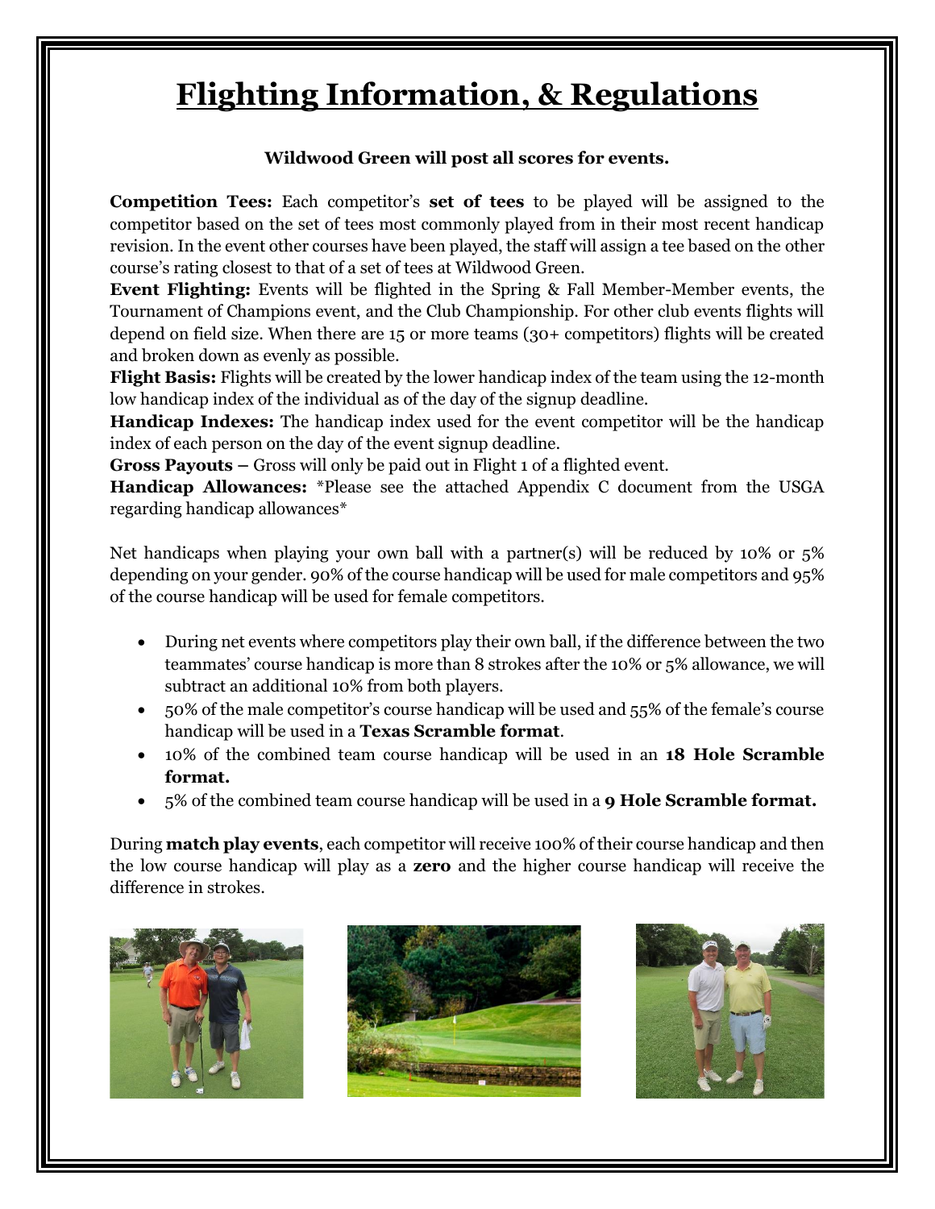# Flighting Information, & Regulations

**Wildwood Green will post all scores for events.**

**Competition Tees:** Each competitor's **set of tees** to be played will be assigned to the competitor based on the set of tees most commonly played from in their most recent handicap revision. In the event other courses have been played, the staff will assign a tee based on the other course's rating closest to that of a set of tees at Wildwood Green.

**Event Flighting:** Events will be flighted in the Spring & Fall Member-Member events, the Tournament of Champions event, and the Club Championship. For other club events flights will depend on field size. When there are 15 or more teams (30+ competitors) flights will be created and broken down as evenly as possible.

**Flight Basis:** Flights will be created by the lower handicap index of the team using the 12-month low handicap index of the individual as of the day of the signup deadline.

**Handicap Indexes:** The handicap index used for the event competitor will be the handicap index of each person on the day of the event signup deadline.

**Gross Payouts –** Gross will only be paid out in Flight 1 of a flighted event.

**Handicap Allowances:** *Please see the attached Appendix C document from the USGA regarding handicap allowances*

Net handicaps when playing your own ball with a partner(s) will be reduced by 10% or 5% depending on your gender. 90% of the course handicap will be used for male competitors and 95% of the course handicap will be used for female competitors.

- During net events where competitors play their own ball, if the difference between the two teammates' course handicap is more than 8 strokes after the 10% or 5% allowance, we will subtract an additional 10% from both players.
- 50% of the male competitor's course handicap will be used and 55% of the female's course handicap will be used in a **Texas Scramble format**.
- 10% of the combined team course handicap will be used in an **18 Hole Scramble format.**
- 5% of the combined team course handicap will be used in a **9 Hole Scramble format.**

During **match play events**, each competitor will receive 100% of their course handicap and then the low course handicap will play as a **zero** and the higher course handicap will receive the difference in strokes.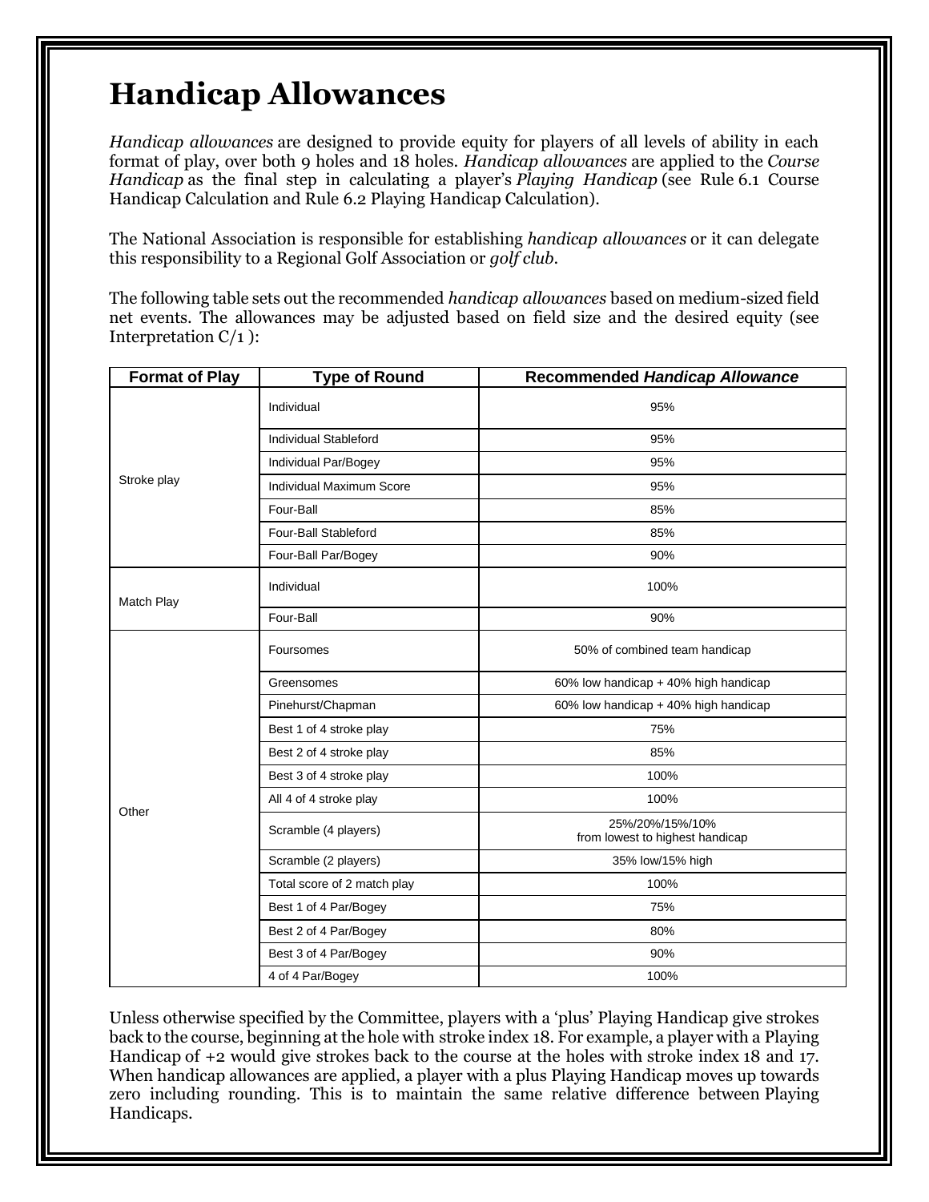# Handicap Allowances

*Handicap allowances* are designed to provide equity for players of all levels of ability in each format of play, over both 9 holes and 18 holes. *Handicap allowances* are applied to the *Course Handicap* as the final step in calculating a player's *Playing Handicap* (see Rule 6.1 Course Handicap Calculation and Rule 6.2 Playing Handicap Calculation).

The National Association is responsible for establishing *handicap allowances* or it can delegate this responsibility to a Regional Golf Association or *golf club*.

The following table sets out the recommended *handicap allowances* based on medium-sized field net events. The allowances may be adjusted based on field size and the desired equity (see Interpretation C/1 ):

| Format of Play | Type of Round | Recommended *Handicap Allowance* |
|---|---|---|
| Stroke play | Individual | 95% |
| | Individual Stableford | 95% |
| | Individual Par/Bogey | 95% |
| | Individual Maximum Score | 95% |
| | Four-Ball | 85% |
| | Four-Ball Stableford | 85% |
| | Four-Ball Par/Bogey | 90% |
| Match Play | Individual | 100% |
| | Four-Ball | 90% |
| Other | Foursomes | 50% of combined team handicap |
| | Greensomes | 60% low handicap + 40% high handicap |
| | Pinehurst/Chapman | 60% low handicap + 40% high handicap |
| | Best 1 of 4 stroke play | 75% |
| | Best 2 of 4 stroke play | 85% |
| | Best 3 of 4 stroke play | 100% |
| | All 4 of 4 stroke play | 100% |
| | Scramble (4 players) | 25%/20%/15%/10% from lowest to highest handicap |
| | Scramble (2 players) | 35% low/15% high |
| | Total score of 2 match play | 100% |
| | Best 1 of 4 Par/Bogey | 75% |
| | Best 2 of 4 Par/Bogey | 80% |
| | Best 3 of 4 Par/Bogey | 90% |
| | 4 of 4 Par/Bogey | 100% |

Unless otherwise specified by the Committee, players with a 'plus' Playing Handicap give strokes back to the course, beginning at the hole with stroke index 18. For example, a player with a Playing Handicap of +2 would give strokes back to the course at the holes with stroke index 18 and 17. When handicap allowances are applied, a player with a plus Playing Handicap moves up towards zero including rounding. This is to maintain the same relative difference between Playing Handicaps.